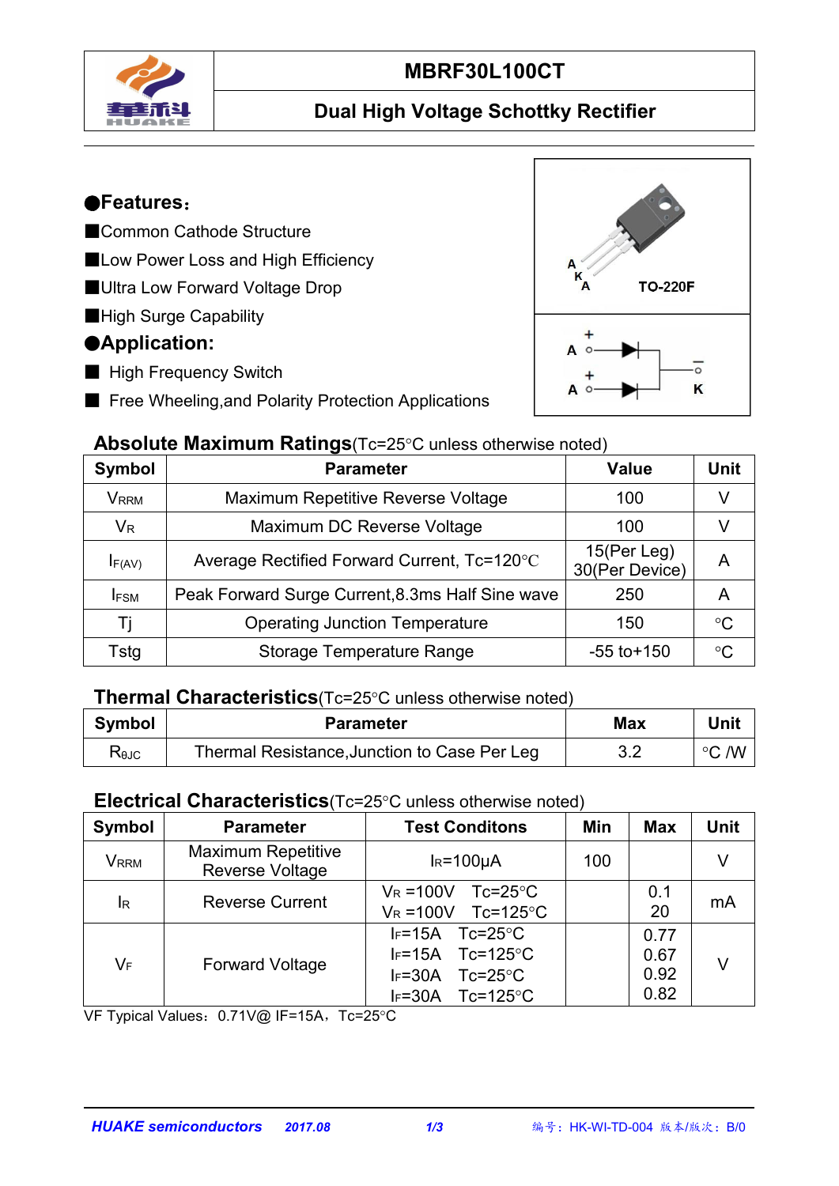# MBRF30L100CT

## Dual High Voltage Schottky Rectifier

### ●Features：

■Common Cathode Structure

■Low Power Loss and High Efficiency

■Ultra Low Forward Voltage Drop

■High Surge Capability

### ●Application:

■ High Frequency Switch

■ Free Wheeling,and Polarity Protection Applications

A K A TO-220F

### Absolute Maximum Ratings(Tc=25°C unless otherwise noted)

| Symbol | Parameter | Value | Unit |
|---|---|---|---|
| $V_{RRM}$ | Maximum Repetitive Reverse Voltage | 100 | V |
| $V_R$ | Maximum DC Reverse Voltage | 100 | V |
| $I_{F(AV)}$ | Average Rectified Forward Current, Tc=120℃ | 15(Per Leg) 30(Per Device) | A |
| $I_{FSM}$ | Peak Forward Surge Current,8.3ms Half Sine wave | 250 | A |
| Tj | Operating Junction Temperature | 150 | °C |
| Tstg | Storage Temperature Range | -55 to+150 | °C |

### Thermal Characteristics(Tc=25°C unless otherwise noted)

| Symbol | Parameter | Max | Unit |
|---|---|---|---|
| $R_{\theta JC}$ | Thermal Resistance,Junction to Case Per Leg | 3.2 | °C /W |

### Electrical Characteristics(Tc=25°C unless otherwise noted)

| Symbol | Parameter | Test Conditons | Min | Max | Unit |
|---|---|---|---|---|---|
| $V_{RRM}$ | Maximum Repetitive Reverse Voltage | $I_R$=100μA | 100 | | V |
| $I_R$ | Reverse Current | $V_R$ =100V Tc=25°C<br>$V_R$ =100V Tc=125°C | | 0.1<br>20 | mA |
| $V_F$ | Forward Voltage | $I_F$=15A Tc=25°C<br>$I_F$=15A Tc=125°C<br>$I_F$=30A Tc=25°C<br>$I_F$=30A Tc=125°C | | 0.77<br>0.67<br>0.92<br>0.82 | V |

VF Typical Values：0.71V@ IF=15A，Tc=25°C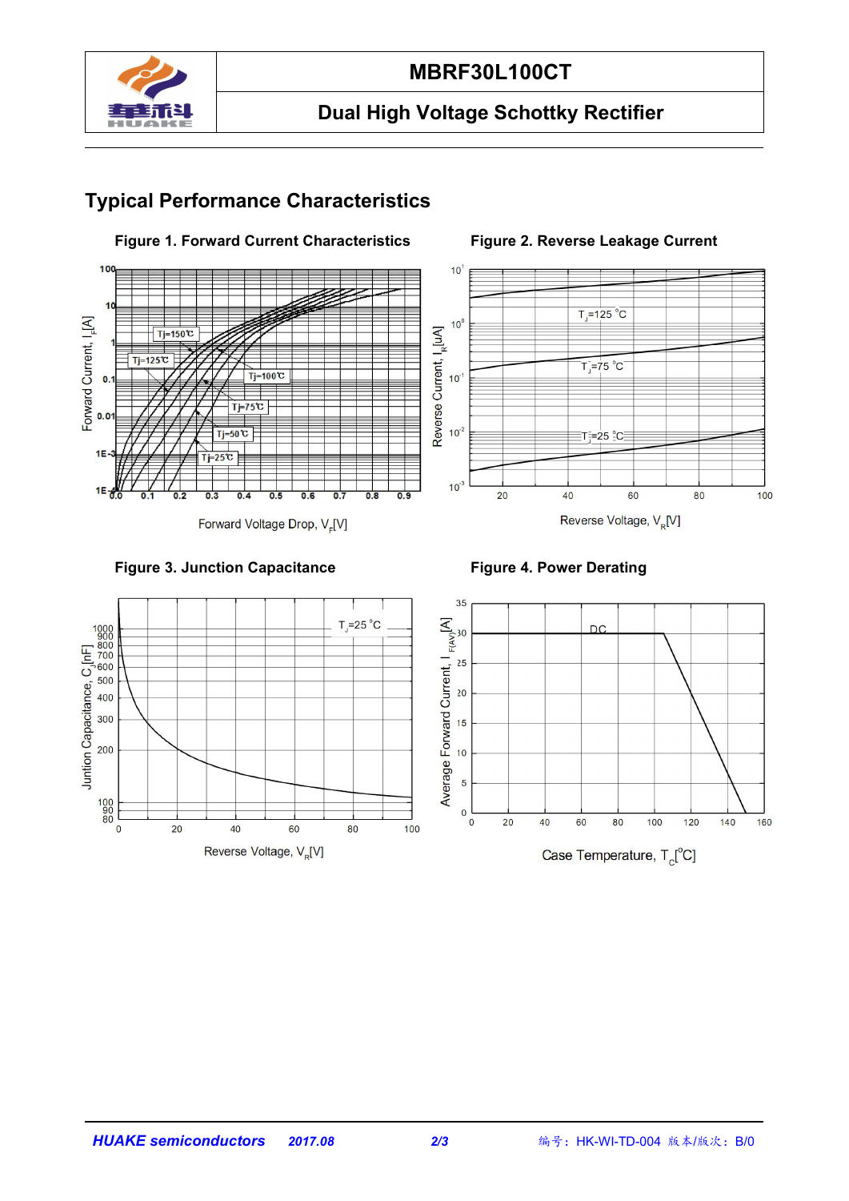## Typical Performance Characteristics

**Figure 1. Forward Current Characteristics**

**Figure 2. Reverse Leakage Current**

**Figure 3. Junction Capacitance**

**Figure 4. Power Derating**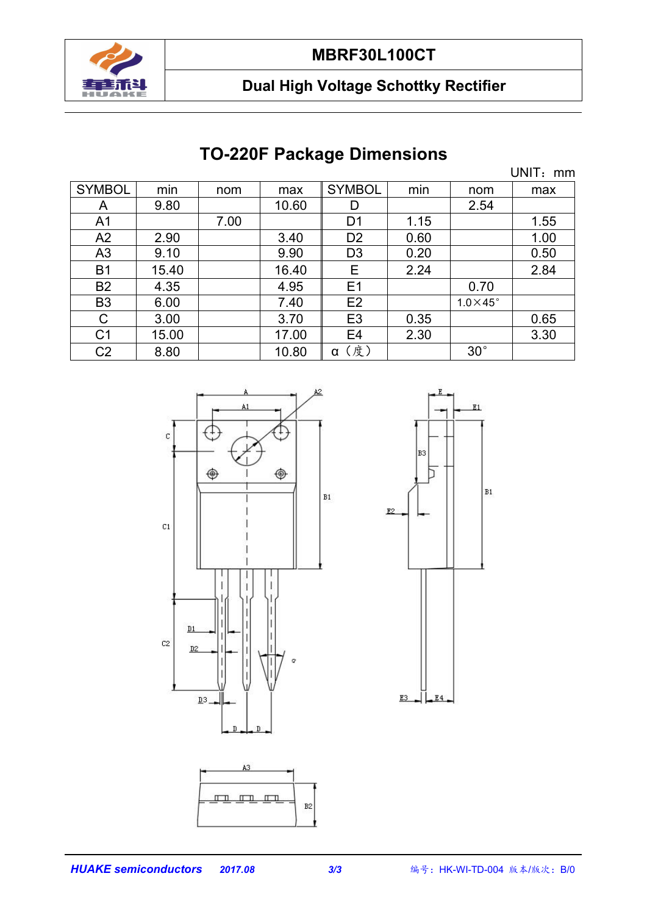# MBRF30L100CT

## Dual High Voltage Schottky Rectifier

## TO-220F Package Dimensions

UNIT：mm

| SYMBOL | min | nom | max | SYMBOL | min | nom | max |
|---|---|---|---|---|---|---|---|
| A | 9.80 | | 10.60 | D | | 2.54 | |
| A1 | | 7.00 | | D1 | 1.15 | | 1.55 |
| A2 | 2.90 | | 3.40 | D2 | 0.60 | | 1.00 |
| A3 | 9.10 | | 9.90 | D3 | 0.20 | | 0.50 |
| B1 | 15.40 | | 16.40 | E | 2.24 | | 2.84 |
| B2 | 4.35 | | 4.95 | E1 | | 0.70 | |
| B3 | 6.00 | | 7.40 | E2 | | 1.0×45° | |
| C | 3.00 | | 3.70 | E3 | 0.35 | | 0.65 |
| C1 | 15.00 | | 17.00 | E4 | 2.30 | | 3.30 |
| C2 | 8.80 | | 10.80 | α（度） | | 30° | |

A A2 A1 C B1 C1 D1 C2 D2 α D3 D D

E E1 B3 B1 E2 E3 E4

A3 B2

*HUAKE semiconductors* *2017.08*

编号：HK-WI-TD-004 版本/版次：B/0